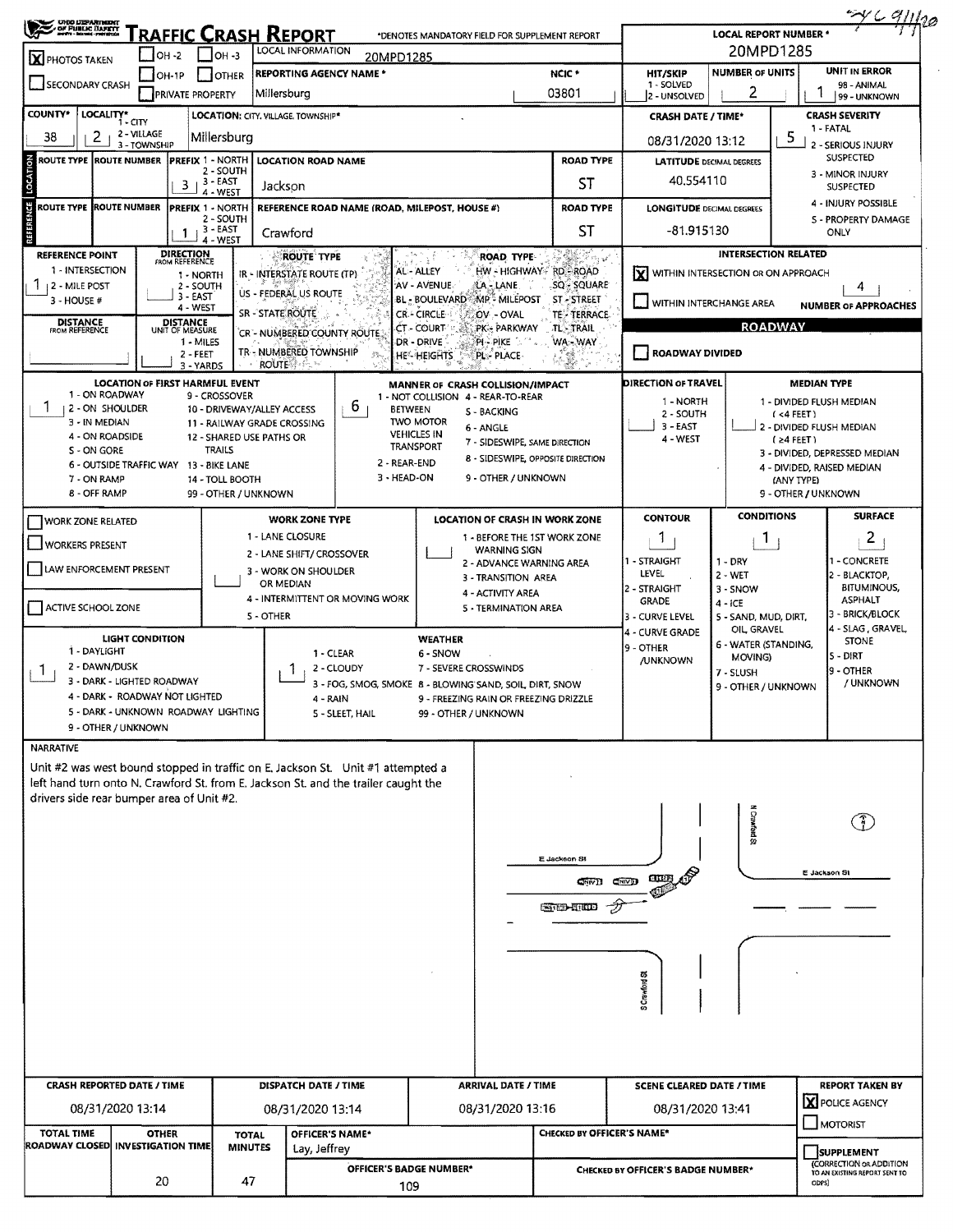# TRAFFIC CRASH REPORT

OHIO DEPARTMENT OF PUBLIC SAFETY

*DENOTES MANDATORY FIELD FOR SUPPLEMENT REPORT

| | |
|---|---|
| LOCAL REPORT NUMBER * | 20MPD1285 |
| PHOTOS TAKEN | X |
| LOCAL INFORMATION | 20MPD1285 |
| REPORTING AGENCY NAME * | Millersburg |
| NCIC * | 03801 |
| HIT/SKIP (1 - SOLVED, 2 - UNSOLVED) | |
| NUMBER OF UNITS | 2 |
| UNIT IN ERROR (98 - ANIMAL, 99 - UNKNOWN) | 1 |
| COUNTY* | 38 |
| LOCALITY* (1 - CITY, 2 - VILLAGE, 3 - TOWNSHIP) | 2 |
| LOCATION: CITY, VILLAGE, TOWNSHIP* | Millersburg |
| CRASH DATE / TIME* | 08/31/2020 13:12 |
| CRASH SEVERITY (1 - FATAL, 2 - SERIOUS INJURY SUSPECTED, 3 - MINOR INJURY SUSPECTED, 4 - INJURY POSSIBLE, 5 - PROPERTY DAMAGE ONLY) | 5 |

## LOCATION

| ROUTE TYPE | ROUTE NUMBER | PREFIX (1 - NORTH, 2 - SOUTH, 3 - EAST, 4 - WEST) | LOCATION ROAD NAME | ROAD TYPE |
|---|---|---|---|---|
| | | 3 | Jackson | ST |

LATITUDE DECIMAL DEGREES: 40.554110

## REFERENCE

| ROUTE TYPE | ROUTE NUMBER | PREFIX (1 - NORTH, 2 - SOUTH, 3 - EAST, 4 - WEST) | REFERENCE ROAD NAME (ROAD, MILEPOST, HOUSE #) | ROAD TYPE |
|---|---|---|---|---|
| | | 1 | Crawford | ST |

LONGITUDE DECIMAL DEGREES: -81.915130

REFERENCE POINT (1 - INTERSECTION, 2 - MILE POST, 3 - HOUSE #): 1

DIRECTION FROM REFERENCE (1 - NORTH, 2 - SOUTH, 3 - EAST, 4 - WEST):

DISTANCE FROM REFERENCE:

DISTANCE UNIT OF MEASURE (1 - MILES, 2 - FEET, 3 - YARDS):

ROUTE TYPE: IR - INTERSTATE ROUTE (TP), US - FEDERAL US ROUTE, SR - STATE ROUTE, CR - NUMBERED COUNTY ROUTE, TR - NUMBERED TOWNSHIP ROUTE

ROAD TYPE: AL - ALLEY, AV - AVENUE, BL - BOULEVARD, CR - CIRCLE, CT - COURT, DR - DRIVE, HE - HEIGHTS, HW - HIGHWAY, LA - LANE, MP - MILEPOST, OV - OVAL, PK - PARKWAY, PI - PIKE, PL - PLACE, RD - ROAD, SQ - SQUARE, ST - STREET, TE - TERRACE, TL - TRAIL, WA - WAY

## INTERSECTION RELATED

- [X] WITHIN INTERSECTION OR ON APPROACH
- [ ] WITHIN INTERCHANGE AREA

NUMBER OF APPROACHES: 4

## ROADWAY

- [ ] ROADWAY DIVIDED

LOCATION OF FIRST HARMFUL EVENT: 1

1 - ON ROADWAY, 2 - ON SHOULDER, 3 - IN MEDIAN, 4 - ON ROADSIDE, 5 - ON GORE, 6 - OUTSIDE TRAFFIC WAY, 7 - ON RAMP, 8 - OFF RAMP, 9 - CROSSOVER, 10 - DRIVEWAY/ALLEY ACCESS, 11 - RAILWAY GRADE CROSSING, 12 - SHARED USE PATHS OR TRAILS, 13 - BIKE LANE, 14 - TOLL BOOTH, 99 - OTHER / UNKNOWN

MANNER OF CRASH COLLISION/IMPACT: 6

1 - NOT COLLISION BETWEEN TWO MOTOR VEHICLES IN TRANSPORT, 2 - REAR-END, 3 - HEAD-ON, 4 - REAR-TO-REAR, 5 - BACKING, 6 - ANGLE, 7 - SIDESWIPE, SAME DIRECTION, 8 - SIDESWIPE, OPPOSITE DIRECTION, 9 - OTHER / UNKNOWN

DIRECTION OF TRAVEL (1 - NORTH, 2 - SOUTH, 3 - EAST, 4 - WEST):

MEDIAN TYPE: 1 - DIVIDED FLUSH MEDIAN (<4 FEET), 2 - DIVIDED FLUSH MEDIAN (≥4 FEET), 3 - DIVIDED, DEPRESSED MEDIAN, 4 - DIVIDED, RAISED MEDIAN (ANY TYPE), 9 - OTHER / UNKNOWN

- [ ] WORK ZONE RELATED
- [ ] WORKERS PRESENT
- [ ] LAW ENFORCEMENT PRESENT
- [ ] ACTIVE SCHOOL ZONE

WORK ZONE TYPE: 1 - LANE CLOSURE, 2 - LANE SHIFT/ CROSSOVER, 3 - WORK ON SHOULDER OR MEDIAN, 4 - INTERMITTENT OR MOVING WORK, 5 - OTHER

LOCATION OF CRASH IN WORK ZONE: 1 - BEFORE THE 1ST WORK ZONE WARNING SIGN, 2 - ADVANCE WARNING AREA, 3 - TRANSITION AREA, 4 - ACTIVITY AREA, 5 - TERMINATION AREA

| CONTOUR | CONDITIONS | SURFACE |
|---|---|---|
| 1 | 1 | 2 |

CONTOUR: 1 - STRAIGHT LEVEL, 2 - STRAIGHT GRADE, 3 - CURVE LEVEL, 4 - CURVE GRADE, 9 - OTHER /UNKNOWN

CONDITIONS: 1 - DRY, 2 - WET, 3 - SNOW, 4 - ICE, 5 - SAND, MUD, DIRT, OIL, GRAVEL, 6 - WATER (STANDING, MOVING), 7 - SLUSH, 9 - OTHER / UNKNOWN

SURFACE: 1 - CONCRETE, 2 - BLACKTOP, BITUMINOUS, ASPHALT, 3 - BRICK/BLOCK, 4 - SLAG, GRAVEL, STONE, 5 - DIRT, 9 - OTHER / UNKNOWN

LIGHT CONDITION: 1

1 - DAYLIGHT, 2 - DAWN/DUSK, 3 - DARK - LIGHTED ROADWAY, 4 - DARK - ROADWAY NOT LIGHTED, 5 - DARK - UNKNOWN ROADWAY LIGHTING, 9 - OTHER / UNKNOWN

WEATHER: 1

1 - CLEAR, 2 - CLOUDY, 3 - FOG, SMOKE, 4 - RAIN, 5 - SLEET, HAIL, 6 - SNOW, 7 - SEVERE CROSSWINDS, 8 - BLOWING SAND, SOIL, DIRT, SNOW, 9 - FREEZING RAIN OR FREEZING DRIZZLE, 99 - OTHER / UNKNOWN

## NARRATIVE

Unit #2 was west bound stopped in traffic on E. Jackson St. Unit #1 attempted a left hand turn onto N. Crawford St. from E. Jackson St. and the trailer caught the drivers side rear bumper area of Unit #2.

E Jackson St · N Crawford St · S Crawford St

| CRASH REPORTED DATE / TIME | DISPATCH DATE / TIME | ARRIVAL DATE / TIME | SCENE CLEARED DATE / TIME | REPORT TAKEN BY |
|---|---|---|---|---|
| 08/31/2020 13:14 | 08/31/2020 13:14 | 08/31/2020 13:16 | 08/31/2020 13:41 | [X] POLICE AGENCY [ ] MOTORIST |

| TOTAL TIME ROADWAY CLOSED | OTHER INVESTIGATION TIME | TOTAL MINUTES | OFFICER'S NAME* | OFFICER'S BADGE NUMBER* | CHECKED BY OFFICER'S NAME* | CHECKED BY OFFICER'S BADGE NUMBER* |
|---|---|---|---|---|---|---|
| | 20 | 47 | Lay, Jeffrey | 109 | | |

- [ ] SUPPLEMENT (CORRECTION OR ADDITION TO AN EXISTING REPORT SENT TO ODPS)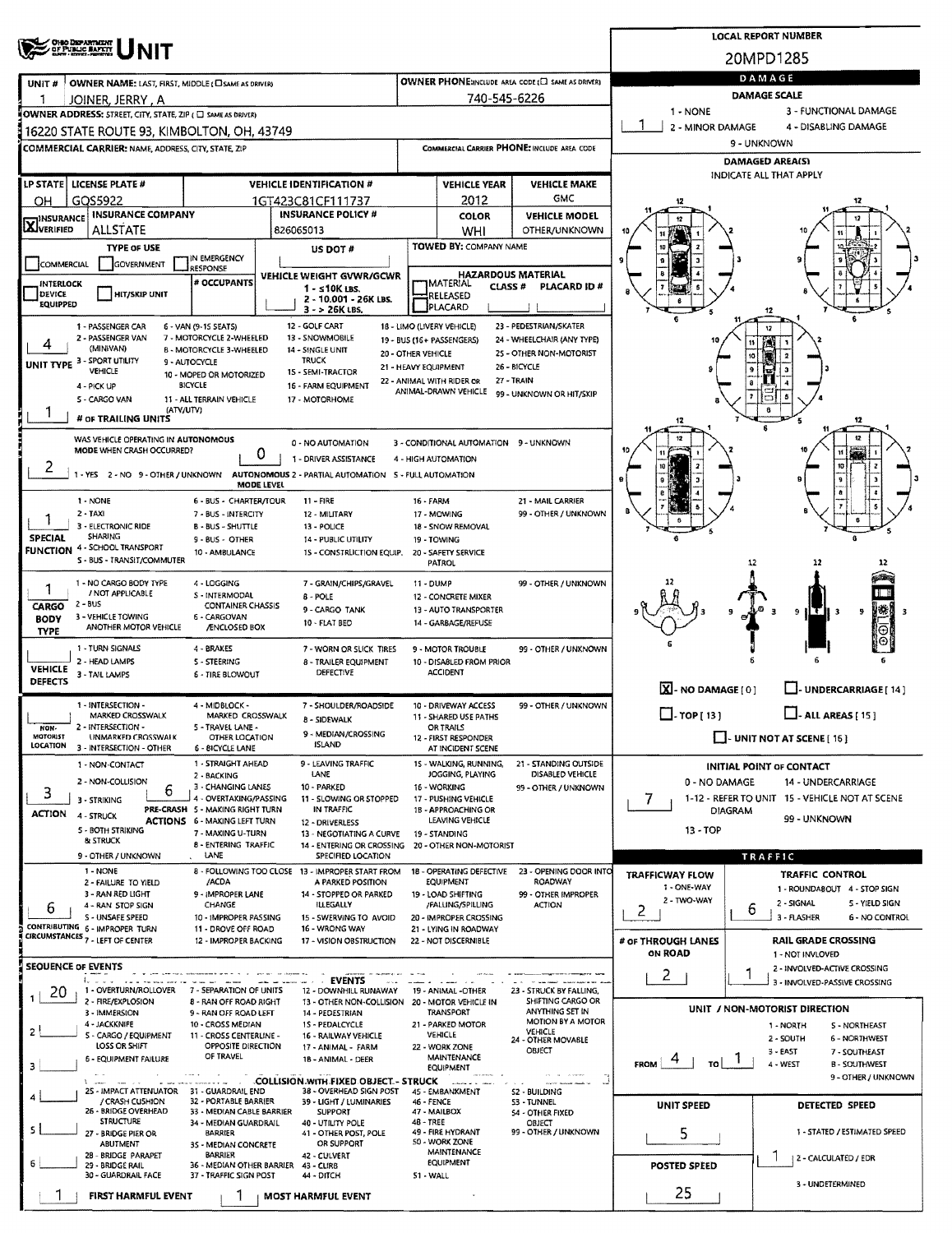# UNIT

**LOCAL REPORT NUMBER:** 20MPD1285

| UNIT # | OWNER NAME: LAST, FIRST, MIDDLE | OWNER PHONE |
|---|---|---|
| 1 | JOINER, JERRY, A | 740-545-6226 |

**OWNER ADDRESS:** 16220 STATE ROUTE 93, KIMBOLTON, OH, 43749

**COMMERCIAL CARRIER:** NAME, ADDRESS, CITY, STATE, ZIP

**COMMERCIAL CARRIER PHONE:**

| LP STATE | LICENSE PLATE # | VEHICLE IDENTIFICATION # | VEHICLE YEAR | VEHICLE MAKE |
|---|---|---|---|---|
| OH | GQS5922 | 1GT423C81CF111737 | 2012 | GMC |

| INSURANCE | INSURANCE COMPANY | INSURANCE POLICY # | COLOR | VEHICLE MODEL |
|---|---|---|---|---|
| [X] VERIFIED | ALLSTATE | 826065013 | WHI | OTHER/UNKNOWN |

**TYPE OF USE:** COMMERCIAL / GOVERNMENT / IN EMERGENCY RESPONSE

**US DOT #:**

**TOWED BY:** COMPANY NAME

**INTERLOCK DEVICE EQUIPPED** / **HIT/SKIP UNIT**

**# OCCUPANTS:**

**VEHICLE WEIGHT GVWR/GCWR:** 1 - ≤10K LBS. / 2 - 10.001 - 26K LBS. / 3 - > 26K LBS.

**HAZARDOUS MATERIAL:** MATERIAL CLASS # / RELEASED / PLACARD / PLACARD ID #

**UNIT TYPE:** 4
1 - PASSENGER CAR, 2 - PASSENGER VAN (MINIVAN), 3 - SPORT UTILITY VEHICLE, 4 - PICK UP, 5 - CARGO VAN, 6 - VAN (9-15 SEATS), 7 - MOTORCYCLE 2-WHEELED, 8 - MOTORCYCLE 3-WHEELED, 9 - AUTOCYCLE, 10 - MOPED OR MOTORIZED BICYCLE, 11 - ALL TERRAIN VEHICLE (ATV/UTV), 12 - GOLF CART, 13 - SNOWMOBILE, 14 - SINGLE UNIT TRUCK, 15 - SEMI-TRACTOR, 16 - FARM EQUIPMENT, 17 - MOTORHOME, 18 - LIMO (LIVERY VEHICLE), 19 - BUS (16+ PASSENGERS), 20 - OTHER VEHICLE, 21 - HEAVY EQUIPMENT, 22 - ANIMAL WITH RIDER OR ANIMAL-DRAWN VEHICLE, 23 - PEDESTRIAN/SKATER, 24 - WHEELCHAIR (ANY TYPE), 25 - OTHER NON-MOTORIST, 26 - BICYCLE, 27 - TRAIN, 99 - UNKNOWN OR HIT/SKIP

**# OF TRAILING UNITS:** 1

**WAS VEHICLE OPERATING IN AUTONOMOUS MODE WHEN CRASH OCCURRED?** 2
1 - YES, 2 - NO, 9 - OTHER / UNKNOWN

**AUTONOMOUS MODE LEVEL:** 0
0 - NO AUTOMATION, 1 - DRIVER ASSISTANCE, 2 - PARTIAL AUTOMATION, 3 - CONDITIONAL AUTOMATION, 4 - HIGH AUTOMATION, 5 - FULL AUTOMATION, 9 - UNKNOWN

**SPECIAL FUNCTION:** 1
1 - NONE, 2 - TAXI, 3 - ELECTRONIC RIDE SHARING, 4 - SCHOOL TRANSPORT, 5 - BUS - TRANSIT/COMMUTER, 6 - BUS - CHARTER/TOUR, 7 - BUS - INTERCITY, 8 - BUS - SHUTTLE, 9 - BUS - OTHER, 10 - AMBULANCE, 11 - FIRE, 12 - MILITARY, 13 - POLICE, 14 - PUBLIC UTILITY, 15 - CONSTRUCTION EQUIP., 16 - FARM, 17 - MOWING, 18 - SNOW REMOVAL, 19 - TOWING, 20 - SAFETY SERVICE PATROL, 21 - MAIL CARRIER, 99 - OTHER / UNKNOWN

**CARGO BODY TYPE:** 1
1 - NO CARGO BODY TYPE / NOT APPLICABLE, 2 - BUS, 3 - VEHICLE TOWING ANOTHER MOTOR VEHICLE, 4 - LOGGING, 5 - INTERMODAL CONTAINER CHASSIS, 6 - CARGOVAN /ENCLOSED BOX, 7 - GRAIN/CHIPS/GRAVEL, 8 - POLE, 9 - CARGO TANK, 10 - FLAT BED, 11 - DUMP, 12 - CONCRETE MIXER, 13 - AUTO TRANSPORTER, 14 - GARBAGE/REFUSE, 99 - OTHER / UNKNOWN

**VEHICLE DEFECTS:**
1 - TURN SIGNALS, 2 - HEAD LAMPS, 3 - TAIL LAMPS, 4 - BRAKES, 5 - STEERING, 6 - TIRE BLOWOUT, 7 - WORN OR SLICK TIRES, 8 - TRAILER EQUIPMENT DEFECTIVE, 9 - MOTOR TROUBLE, 10 - DISABLED FROM PRIOR ACCIDENT, 99 - OTHER / UNKNOWN

**NON-MOTORIST LOCATION:**
1 - INTERSECTION - MARKED CROSSWALK, 2 - INTERSECTION - UNMARKED CROSSWALK, 3 - INTERSECTION - OTHER, 4 - MIDBLOCK - MARKED CROSSWALK, 5 - TRAVEL LANE - OTHER LOCATION, 6 - BICYCLE LANE, 7 - SHOULDER/ROADSIDE, 8 - SIDEWALK, 9 - MEDIAN/CROSSING ISLAND, 10 - DRIVEWAY ACCESS, 11 - SHARED USE PATHS OR TRAILS, 12 - FIRST RESPONDER AT INCIDENT SCENE, 99 - OTHER / UNKNOWN

**ACTION:** 3
1 - NON-CONTACT, 2 - NON-COLLISION, 3 - STRIKING, 4 - STRUCK, 5 - BOTH STRIKING & STRUCK, 9 - OTHER / UNKNOWN

**PRE-CRASH ACTIONS:** 6
1 - STRAIGHT AHEAD, 2 - BACKING, 3 - CHANGING LANES, 4 - OVERTAKING/PASSING, 5 - MAKING RIGHT TURN, 6 - MAKING LEFT TURN, 7 - MAKING U-TURN, 8 - ENTERING TRAFFIC LANE, 9 - LEAVING TRAFFIC LANE, 10 - PARKED, 11 - SLOWING OR STOPPED IN TRAFFIC, 12 - DRIVERLESS, 13 - NEGOTIATING A CURVE, 14 - ENTERING OR CROSSING SPECIFIED LOCATION, 15 - WALKING, RUNNING, JOGGING, PLAYING, 16 - WORKING, 17 - PUSHING VEHICLE, 18 - APPROACHING OR LEAVING VEHICLE, 19 - STANDING, 20 - OTHER NON-MOTORIST, 21 - STANDING OUTSIDE DISABLED VEHICLE, 99 - OTHER / UNKNOWN

**CONTRIBUTING CIRCUMSTANCES:** 6
1 - NONE, 2 - FAILURE TO YIELD, 3 - RAN RED LIGHT, 4 - RAN STOP SIGN, 5 - UNSAFE SPEED, 6 - IMPROPER TURN, 7 - LEFT OF CENTER, 8 - FOLLOWING TOO CLOSE /ACDA, 9 - IMPROPER LANE CHANGE, 10 - IMPROPER PASSING, 11 - DROVE OFF ROAD, 12 - IMPROPER BACKING, 13 - IMPROPER START FROM A PARKED POSITION, 14 - STOPPED OR PARKED ILLEGALLY, 15 - SWERVING TO AVOID, 16 - WRONG WAY, 17 - VISION OBSTRUCTION, 18 - OPERATING DEFECTIVE EQUIPMENT, 19 - LOAD SHIFTING /FALLING/SPILLING, 20 - IMPROPER CROSSING, 21 - LYING IN ROADWAY, 22 - NOT DISCERNIBLE, 23 - OPENING DOOR INTO ROADWAY, 99 - OTHER IMPROPER ACTION

**SEQUENCE OF EVENTS:**
1: 20
2:
3:
4:
5:
6:

**EVENTS:** 1 - OVERTURN/ROLLOVER, 2 - FIRE/EXPLOSION, 3 - IMMERSION, 4 - JACKKNIFE, 5 - CARGO / EQUIPMENT LOSS OR SHIFT, 6 - EQUIPMENT FAILURE, 7 - SEPARATION OF UNITS, 8 - RAN OFF ROAD RIGHT, 9 - RAN OFF ROAD LEFT, 10 - CROSS MEDIAN, 11 - CROSS CENTERLINE - OPPOSITE DIRECTION OF TRAVEL, 12 - DOWNHILL RUNAWAY, 13 - OTHER NON-COLLISION, 14 - PEDESTRIAN, 15 - PEDALCYCLE, 16 - RAILWAY VEHICLE, 17 - ANIMAL - FARM, 18 - ANIMAL - DEER, 19 - ANIMAL -OTHER, 20 - MOTOR VEHICLE IN TRANSPORT, 21 - PARKED MOTOR VEHICLE, 22 - WORK ZONE MAINTENANCE EQUIPMENT, 23 - STRUCK BY FALLING, SHIFTING CARGO OR ANYTHING SET IN MOTION BY A MOTOR VEHICLE, 24 - OTHER MOVABLE OBJECT

**COLLISION WITH FIXED OBJECT - STRUCK:** 25 - IMPACT ATTENUATOR / CRASH CUSHION, 26 - BRIDGE OVERHEAD STRUCTURE, 27 - BRIDGE PIER OR ABUTMENT, 28 - BRIDGE PARAPET, 29 - BRIDGE RAIL, 30 - GUARDRAIL FACE, 31 - GUARDRAIL END, 32 - PORTABLE BARRIER, 33 - MEDIAN CABLE BARRIER, 34 - MEDIAN GUARDRAIL BARRIER, 35 - MEDIAN CONCRETE BARRIER, 36 - MEDIAN OTHER BARRIER, 37 - TRAFFIC SIGN POST, 38 - OVERHEAD SIGN POST, 39 - LIGHT / LUMINARIES SUPPORT, 40 - UTILITY POLE, 41 - OTHER POST, POLE OR SUPPORT, 42 - CULVERT, 43 - CURB, 44 - DITCH, 45 - EMBANKMENT, 46 - FENCE, 47 - MAILBOX, 48 - TREE, 49 - FIRE HYDRANT, 50 - WORK ZONE MAINTENANCE EQUIPMENT, 51 - WALL, 52 - BUILDING, 53 - TUNNEL, 54 - OTHER FIXED OBJECT, 99 - OTHER / UNKNOWN

**FIRST HARMFUL EVENT:** 1 **MOST HARMFUL EVENT:** 1

## DAMAGE

**DAMAGE SCALE:** 1
1 - NONE, 2 - MINOR DAMAGE, 3 - FUNCTIONAL DAMAGE, 4 - DISABLING DAMAGE, 9 - UNKNOWN

**DAMAGED AREA(S)** INDICATE ALL THAT APPLY

[X] - NO DAMAGE [0]
[ ] - UNDERCARRIAGE [14]
[ ] - TOP [13]
[ ] - ALL AREAS [15]
[ ] - UNIT NOT AT SCENE [16]

**INITIAL POINT OF CONTACT:** 7
0 - NO DAMAGE, 1-12 - REFER TO UNIT DIAGRAM, 13 - TOP, 14 - UNDERCARRIAGE, 15 - VEHICLE NOT AT SCENE, 99 - UNKNOWN

## TRAFFIC

**TRAFFICWAY FLOW:** 2
1 - ONE-WAY, 2 - TWO-WAY

**TRAFFIC CONTROL:** 6
1 - ROUNDABOUT, 2 - SIGNAL, 3 - FLASHER, 4 - STOP SIGN, 5 - YIELD SIGN, 6 - NO CONTROL

**# OF THROUGH LANES ON ROAD:** 2

**RAIL GRADE CROSSING:** 1
1 - NOT INVLOVED, 2 - INVOLVED-ACTIVE CROSSING, 3 - INVOLVED-PASSIVE CROSSING

**UNIT / NON-MOTORIST DIRECTION:** FROM 4 TO 1
1 - NORTH, 2 - SOUTH, 3 - EAST, 4 - WEST, 5 - NORTHEAST, 6 - NORTHWEST, 7 - SOUTHEAST, 8 - SOUTHWEST, 9 - OTHER / UNKNOWN

**UNIT SPEED:** 5

**DETECTED SPEED:** 1
1 - STATED / ESTIMATED SPEED, 2 - CALCULATED / EDR, 3 - UNDETERMINED

**POSTED SPEED:** 25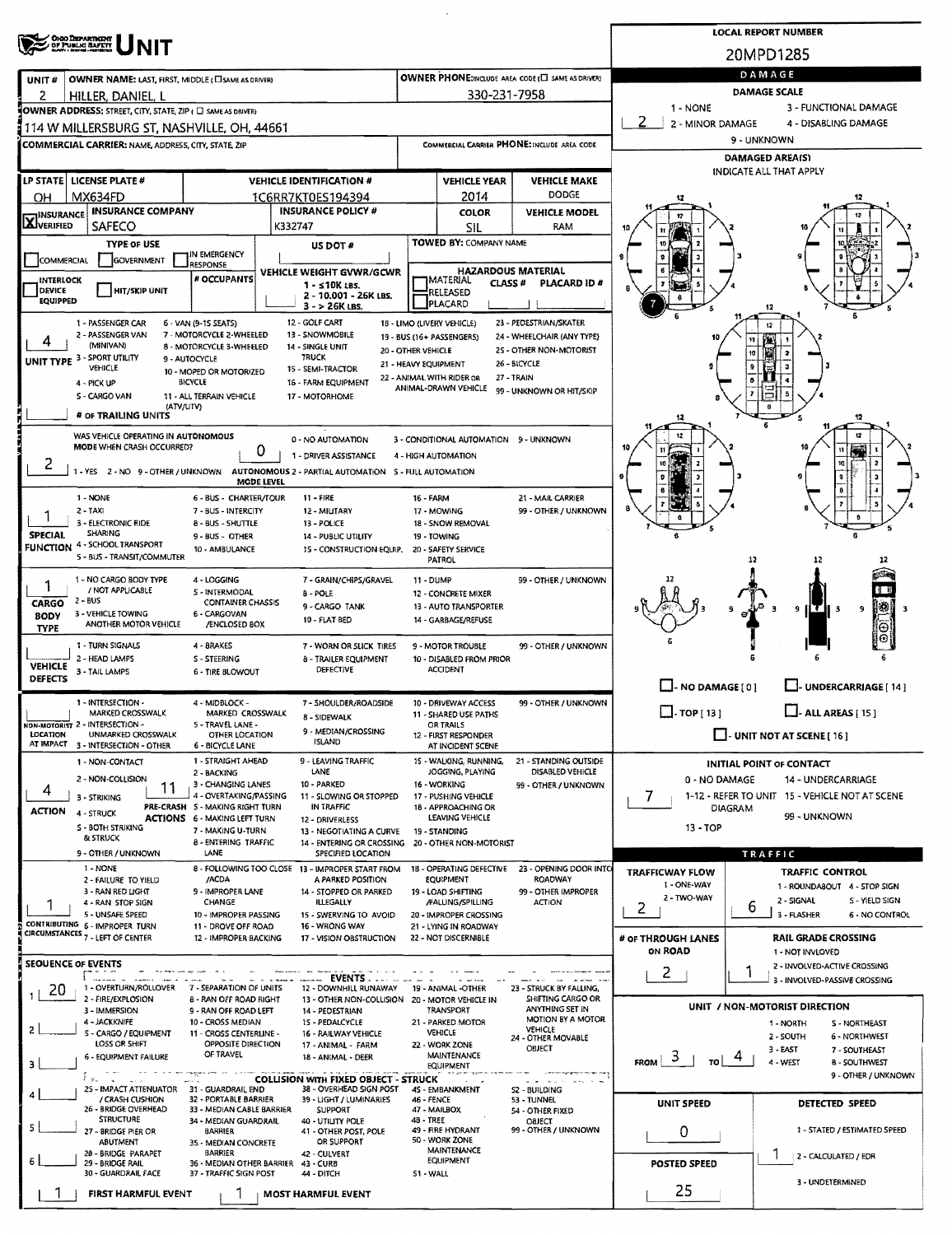# UNIT

**LOCAL REPORT NUMBER:** 20MPD1285

| UNIT # | OWNER NAME: LAST, FIRST, MIDDLE (☐ SAME AS DRIVER) | OWNER PHONE: INCLUDE AREA CODE (☐ SAME AS DRIVER) |
|---|---|---|
| 2 | HILLER, DANIEL, L | 330-231-7958 |

**OWNER ADDRESS:** STREET, CITY, STATE, ZIP (☐ SAME AS DRIVER)
114 W MILLERSBURG ST, NASHVILLE, OH, 44661

**COMMERCIAL CARRIER:** NAME, ADDRESS, CITY, STATE, ZIP

**COMMERCIAL CARRIER PHONE:** INCLUDE AREA CODE

| LP STATE | LICENSE PLATE # | VEHICLE IDENTIFICATION # | VEHICLE YEAR | VEHICLE MAKE |
|---|---|---|---|---|
| OH | MX634FD | 1C6RR7KT0ES194394 | 2014 | DODGE |

| INSURANCE ☒ VERIFIED | INSURANCE COMPANY | INSURANCE POLICY # | COLOR | VEHICLE MODEL |
|---|---|---|---|---|
| | SAFECO | K332747 | SIL | RAM |

**TYPE OF USE:** ☐ COMMERCIAL ☐ GOVERNMENT ☐ IN EMERGENCY RESPONSE ☐ INTERLOCK DEVICE EQUIPPED ☐ HIT/SKIP UNIT

**US DOT #:**

**TOWED BY:** COMPANY NAME

**# OCCUPANTS:**

**VEHICLE WEIGHT GVWR/GCWR:** 1 - ≤10K LBS. 2 - 10,001 - 26K LBS. 3 - > 26K LBS.

**HAZARDOUS MATERIAL:** ☐ MATERIAL RELEASED ☐ PLACARD CLASS # PLACARD ID #

**UNIT TYPE:** 4
1 - PASSENGER CAR, 2 - PASSENGER VAN (MINIVAN), 3 - SPORT UTILITY VEHICLE, 4 - PICK UP, 5 - CARGO VAN, 6 - VAN (9-15 SEATS), 7 - MOTORCYCLE 2-WHEELED, 8 - MOTORCYCLE 3-WHEELED, 9 - AUTOCYCLE, 10 - MOPED OR MOTORIZED BICYCLE, 11 - ALL TERRAIN VEHICLE (ATV/UTV), 12 - GOLF CART, 13 - SNOWMOBILE, 14 - SINGLE UNIT TRUCK, 15 - SEMI-TRACTOR, 16 - FARM EQUIPMENT, 17 - MOTORHOME, 18 - LIMO (LIVERY VEHICLE), 19 - BUS (16+ PASSENGERS), 20 - OTHER VEHICLE, 21 - HEAVY EQUIPMENT, 22 - ANIMAL WITH RIDER OR ANIMAL-DRAWN VEHICLE, 23 - PEDESTRIAN/SKATER, 24 - WHEELCHAIR (ANY TYPE), 25 - OTHER NON-MOTORIST, 26 - BICYCLE, 27 - TRAIN, 99 - UNKNOWN OR HIT/SKIP

**# OF TRAILING UNITS:**

**WAS VEHICLE OPERATING IN AUTONOMOUS MODE WHEN CRASH OCCURRED?** 2
1 - YES 2 - NO 9 - OTHER / UNKNOWN

**AUTONOMOUS MODE LEVEL:** 0
0 - NO AUTOMATION, 1 - DRIVER ASSISTANCE, 2 - PARTIAL AUTOMATION, 3 - CONDITIONAL AUTOMATION, 4 - HIGH AUTOMATION, 5 - FULL AUTOMATION, 9 - UNKNOWN

**SPECIAL FUNCTION:** 1
1 - NONE, 2 - TAXI, 3 - ELECTRONIC RIDE SHARING, 4 - SCHOOL TRANSPORT, 5 - BUS - TRANSIT/COMMUTER, 6 - BUS - CHARTER/TOUR, 7 - BUS - INTERCITY, 8 - BUS - SHUTTLE, 9 - BUS - OTHER, 10 - AMBULANCE, 11 - FIRE, 12 - MILITARY, 13 - POLICE, 14 - PUBLIC UTILITY, 15 - CONSTRUCTION EQUIP., 16 - FARM, 17 - MOWING, 18 - SNOW REMOVAL, 19 - TOWING, 20 - SAFETY SERVICE PATROL, 21 - MAIL CARRIER, 99 - OTHER / UNKNOWN

**CARGO BODY TYPE:** 1
1 - NO CARGO BODY TYPE / NOT APPLICABLE, 2 - BUS, 3 - VEHICLE TOWING ANOTHER MOTOR VEHICLE, 4 - LOGGING, 5 - INTERMODAL CONTAINER CHASSIS, 6 - CARGOVAN /ENCLOSED BOX, 7 - GRAIN/CHIPS/GRAVEL, 8 - POLE, 9 - CARGO TANK, 10 - FLAT BED, 11 - DUMP, 12 - CONCRETE MIXER, 13 - AUTO TRANSPORTER, 14 - GARBAGE/REFUSE, 99 - OTHER / UNKNOWN

**VEHICLE DEFECTS:**
1 - TURN SIGNALS, 2 - HEAD LAMPS, 3 - TAIL LAMPS, 4 - BRAKES, 5 - STEERING, 6 - TIRE BLOWOUT, 7 - WORN OR SLICK TIRES, 8 - TRAILER EQUIPMENT DEFECTIVE, 9 - MOTOR TROUBLE, 10 - DISABLED FROM PRIOR ACCIDENT, 99 - OTHER / UNKNOWN

**NON-MOTORIST LOCATION AT IMPACT:**
1 - INTERSECTION - MARKED CROSSWALK, 2 - INTERSECTION - UNMARKED CROSSWALK, 3 - INTERSECTION - OTHER, 4 - MIDBLOCK - MARKED CROSSWALK, 5 - TRAVEL LANE - OTHER LOCATION, 6 - BICYCLE LANE, 7 - SHOULDER/ROADSIDE, 8 - SIDEWALK, 9 - MEDIAN/CROSSING ISLAND, 10 - DRIVEWAY ACCESS, 11 - SHARED USE PATHS OR TRAILS, 12 - FIRST RESPONDER AT INCIDENT SCENE, 99 - OTHER / UNKNOWN

**ACTION:** 4
1 - NON-CONTACT, 2 - NON-COLLISION, 3 - STRIKING, 4 - STRUCK, 5 - BOTH STRIKING & STRUCK, 9 - OTHER / UNKNOWN

**PRE-CRASH ACTIONS:** 11
1 - STRAIGHT AHEAD, 2 - BACKING, 3 - CHANGING LANES, 4 - OVERTAKING/PASSING, 5 - MAKING RIGHT TURN, 6 - MAKING LEFT TURN, 7 - MAKING U-TURN, 8 - ENTERING TRAFFIC LANE, 9 - LEAVING TRAFFIC LANE, 10 - PARKED, 11 - SLOWING OR STOPPED IN TRAFFIC, 12 - DRIVERLESS, 13 - NEGOTIATING A CURVE, 14 - ENTERING OR CROSSING SPECIFIED LOCATION, 15 - WALKING, RUNNING, JOGGING, PLAYING, 16 - WORKING, 17 - PUSHING VEHICLE, 18 - APPROACHING OR LEAVING VEHICLE, 19 - STANDING, 20 - OTHER NON-MOTORIST, 21 - STANDING OUTSIDE DISABLED VEHICLE, 99 - OTHER / UNKNOWN

**CONTRIBUTING CIRCUMSTANCES:** 1
1 - NONE, 2 - FAILURE TO YIELD, 3 - RAN RED LIGHT, 4 - RAN STOP SIGN, 5 - UNSAFE SPEED, 6 - IMPROPER TURN, 7 - LEFT OF CENTER, 8 - FOLLOWING TOO CLOSE /ACDA, 9 - IMPROPER LANE CHANGE, 10 - IMPROPER PASSING, 11 - DROVE OFF ROAD, 12 - IMPROPER BACKING, 13 - IMPROPER START FROM A PARKED POSITION, 14 - STOPPED OR PARKED ILLEGALLY, 15 - SWERVING TO AVOID, 16 - WRONG WAY, 17 - VISION OBSTRUCTION, 18 - OPERATING DEFECTIVE EQUIPMENT, 19 - LOAD SHIFTING /FALLING/SPILLING, 20 - IMPROPER CROSSING, 21 - LYING IN ROADWAY, 22 - NOT DISCERNIBLE, 23 - OPENING DOOR INTO ROADWAY, 99 - OTHER IMPROPER ACTION

**SEQUENCE OF EVENTS**

| # | Event |
|---|---|
| 1 | 20 |
| 2 | |
| 3 | |
| 4 | |
| 5 | |
| 6 | |

**EVENTS:** 1 - OVERTURN/ROLLOVER, 2 - FIRE/EXPLOSION, 3 - IMMERSION, 4 - JACKKNIFE, 5 - CARGO / EQUIPMENT LOSS OR SHIFT, 6 - EQUIPMENT FAILURE, 7 - SEPARATION OF UNITS, 8 - RAN OFF ROAD RIGHT, 9 - RAN OFF ROAD LEFT, 10 - CROSS MEDIAN, 11 - CROSS CENTERLINE - OPPOSITE DIRECTION OF TRAVEL, 12 - DOWNHILL RUNAWAY, 13 - OTHER NON-COLLISION, 14 - PEDESTRIAN, 15 - PEDALCYCLE, 16 - RAILWAY VEHICLE, 17 - ANIMAL - FARM, 18 - ANIMAL - DEER, 19 - ANIMAL -OTHER, 20 - MOTOR VEHICLE IN TRANSPORT, 21 - PARKED MOTOR VEHICLE, 22 - WORK ZONE MAINTENANCE EQUIPMENT, 23 - STRUCK BY FALLING, SHIFTING CARGO OR ANYTHING SET IN MOTION BY A MOTOR VEHICLE, 24 - OTHER MOVABLE OBJECT

**COLLISION WITH FIXED OBJECT - STRUCK:** 25 - IMPACT ATTENUATOR / CRASH CUSHION, 26 - BRIDGE OVERHEAD STRUCTURE, 27 - BRIDGE PIER OR ABUTMENT, 28 - BRIDGE PARAPET, 29 - BRIDGE RAIL, 30 - GUARDRAIL FACE, 31 - GUARDRAIL END, 32 - PORTABLE BARRIER, 33 - MEDIAN CABLE BARRIER, 34 - MEDIAN GUARDRAIL BARRIER, 35 - MEDIAN CONCRETE BARRIER, 36 - MEDIAN OTHER BARRIER, 37 - TRAFFIC SIGN POST, 38 - OVERHEAD SIGN POST, 39 - LIGHT / LUMINARIES SUPPORT, 40 - UTILITY POLE, 41 - OTHER POST, POLE OR SUPPORT, 42 - CULVERT, 43 - CURB, 44 - DITCH, 45 - EMBANKMENT, 46 - FENCE, 47 - MAILBOX, 48 - TREE, 49 - FIRE HYDRANT, 50 - WORK ZONE MAINTENANCE EQUIPMENT, 51 - WALL, 52 - BUILDING, 53 - TUNNEL, 54 - OTHER FIXED OBJECT, 99 - OTHER / UNKNOWN

**FIRST HARMFUL EVENT:** 1 **MOST HARMFUL EVENT:** 1

## DAMAGE

**DAMAGE SCALE:** 2
1 - NONE, 2 - MINOR DAMAGE, 3 - FUNCTIONAL DAMAGE, 4 - DISABLING DAMAGE, 9 - UNKNOWN

**DAMAGED AREA(S)** INDICATE ALL THAT APPLY: 7

☐ - NO DAMAGE [0] ☐ - UNDERCARRIAGE [14] ☐ - TOP [13] ☐ - ALL AREAS [15] ☐ - UNIT NOT AT SCENE [16]

**INITIAL POINT OF CONTACT:** 7
0 - NO DAMAGE, 1-12 - REFER TO UNIT DIAGRAM, 13 - TOP, 14 - UNDERCARRIAGE, 15 - VEHICLE NOT AT SCENE, 99 - UNKNOWN

## TRAFFIC

**TRAFFICWAY FLOW:** 2
1 - ONE-WAY, 2 - TWO-WAY

**TRAFFIC CONTROL:** 6
1 - ROUNDABOUT, 2 - SIGNAL, 3 - FLASHER, 4 - STOP SIGN, 5 - YIELD SIGN, 6 - NO CONTROL

**# OF THROUGH LANES ON ROAD:** 2

**RAIL GRADE CROSSING:** 1
1 - NOT INVOLVED, 2 - INVOLVED-ACTIVE CROSSING, 3 - INVOLVED-PASSIVE CROSSING

**UNIT / NON-MOTORIST DIRECTION:** FROM 3 TO 4
1 - NORTH, 2 - SOUTH, 3 - EAST, 4 - WEST, 5 - NORTHEAST, 6 - NORTHWEST, 7 - SOUTHEAST, 8 - SOUTHWEST, 9 - OTHER / UNKNOWN

**UNIT SPEED:** 0

**DETECTED SPEED:** 1
1 - STATED / ESTIMATED SPEED, 2 - CALCULATED / EDR, 3 - UNDETERMINED

**POSTED SPEED:** 25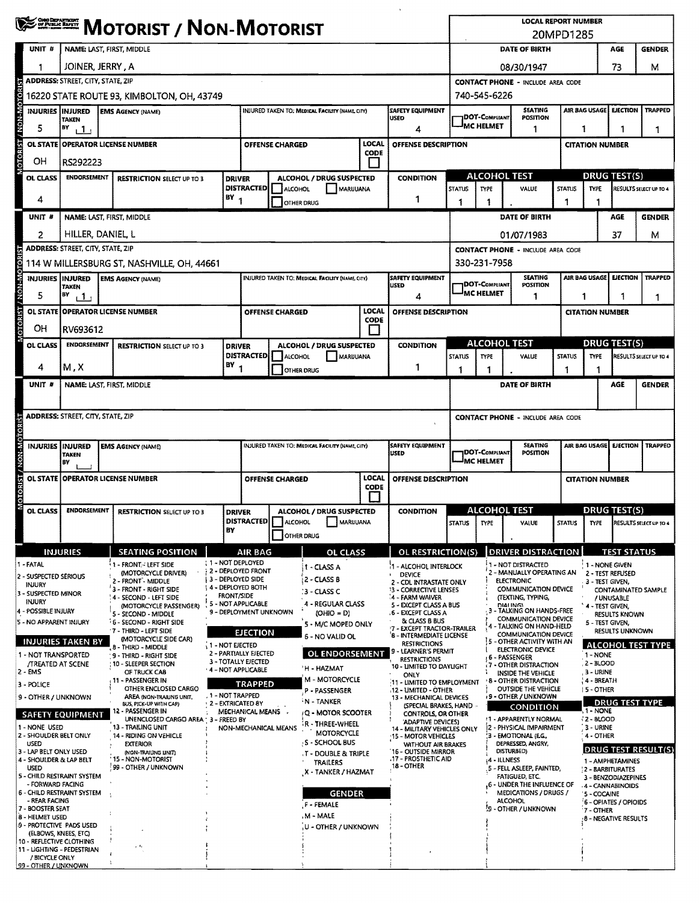# MOTORIST / NON-MOTORIST

**LOCAL REPORT NUMBER:** 20MPD1285

## Unit 1

| UNIT # | NAME: LAST, FIRST, MIDDLE | DATE OF BIRTH | AGE | GENDER |
|---|---|---|---|---|
| 1 | JOINER, JERRY, A | 08/30/1947 | 73 | M |

| ADDRESS: STREET, CITY, STATE, ZIP | CONTACT PHONE - INCLUDE AREA CODE |
|---|---|
| 16220 STATE ROUTE 93, KIMBOLTON, OH, 43749 | 740-545-6226 |

| INJURIES | INJURED TAKEN BY | EMS AGENCY (NAME) | INJURED TAKEN TO: MEDICAL FACILITY (NAME, CITY) | SAFETY EQUIPMENT USED | DOT-COMPLIANT MC HELMET | SEATING POSITION | AIR BAG USAGE | EJECTION | TRAPPED |
|---|---|---|---|---|---|---|---|---|---|
| 5 | 1 | | | 4 | | 1 | 1 | 1 | 1 |

| OL STATE | OPERATOR LICENSE NUMBER | OFFENSE CHARGED | LOCAL CODE | OFFENSE DESCRIPTION | CITATION NUMBER |
|---|---|---|---|---|---|
| OH | RS292223 | | ☐ | | |

| OL CLASS | ENDORSEMENT | RESTRICTION SELECT UP TO 3 | DRIVER DISTRACTED BY | ALCOHOL / DRUG SUSPECTED | CONDITION | ALCOHOL TEST STATUS | ALCOHOL TEST TYPE | ALCOHOL TEST VALUE | DRUG TEST STATUS | DRUG TEST TYPE | RESULTS SELECT UP TO 4 |
|---|---|---|---|---|---|---|---|---|---|---|---|
| 4 | | | 1 | ☐ ALCOHOL ☐ MARIJUANA ☐ OTHER DRUG | 1 | 1 | 1 | . | 1 | 1 | |

## Unit 2

| UNIT # | NAME: LAST, FIRST, MIDDLE | DATE OF BIRTH | AGE | GENDER |
|---|---|---|---|---|
| 2 | HILLER, DANIEL, L | 01/07/1983 | 37 | M |

| ADDRESS: STREET, CITY, STATE, ZIP | CONTACT PHONE - INCLUDE AREA CODE |
|---|---|
| 114 W MILLERSBURG ST, NASHVILLE, OH, 44661 | 330-231-7958 |

| INJURIES | INJURED TAKEN BY | EMS AGENCY (NAME) | INJURED TAKEN TO: MEDICAL FACILITY (NAME, CITY) | SAFETY EQUIPMENT USED | DOT-COMPLIANT MC HELMET | SEATING POSITION | AIR BAG USAGE | EJECTION | TRAPPED |
|---|---|---|---|---|---|---|---|---|---|
| 5 | 1 | | | 4 | | 1 | 1 | 1 | 1 |

| OL STATE | OPERATOR LICENSE NUMBER | OFFENSE CHARGED | LOCAL CODE | OFFENSE DESCRIPTION | CITATION NUMBER |
|---|---|---|---|---|---|
| OH | RV693612 | | ☐ | | |

| OL CLASS | ENDORSEMENT | RESTRICTION SELECT UP TO 3 | DRIVER DISTRACTED BY | ALCOHOL / DRUG SUSPECTED | CONDITION | ALCOHOL TEST STATUS | ALCOHOL TEST TYPE | ALCOHOL TEST VALUE | DRUG TEST STATUS | DRUG TEST TYPE | RESULTS SELECT UP TO 4 |
|---|---|---|---|---|---|---|---|---|---|---|---|
| 4 | M, X | | 1 | ☐ ALCOHOL ☐ MARIJUANA ☐ OTHER DRUG | 1 | 1 | 1 | . | 1 | 1 | |

## Unit (blank)

| UNIT # | NAME: LAST, FIRST, MIDDLE | DATE OF BIRTH | AGE | GENDER |
|---|---|---|---|---|
| | | | | |

| ADDRESS: STREET, CITY, STATE, ZIP | CONTACT PHONE - INCLUDE AREA CODE |
|---|---|
| | |

| INJURIES | INJURED TAKEN BY | EMS AGENCY (NAME) | INJURED TAKEN TO: MEDICAL FACILITY (NAME, CITY) | SAFETY EQUIPMENT USED | DOT-COMPLIANT MC HELMET | SEATING POSITION | AIR BAG USAGE | EJECTION | TRAPPED |
|---|---|---|---|---|---|---|---|---|---|
| | | | | | | | | | |

| OL STATE | OPERATOR LICENSE NUMBER | OFFENSE CHARGED | LOCAL CODE | OFFENSE DESCRIPTION | CITATION NUMBER |
|---|---|---|---|---|---|
| | | | ☐ | | |

| OL CLASS | ENDORSEMENT | RESTRICTION SELECT UP TO 3 | DRIVER DISTRACTED BY | ALCOHOL / DRUG SUSPECTED | CONDITION | ALCOHOL TEST STATUS | ALCOHOL TEST TYPE | ALCOHOL TEST VALUE | DRUG TEST STATUS | DRUG TEST TYPE | RESULTS SELECT UP TO 4 |
|---|---|---|---|---|---|---|---|---|---|---|---|
| | | | | ☐ ALCOHOL ☐ MARIJUANA ☐ OTHER DRUG | | | | . | | | |

## Codes

**INJURIES**
1 - FATAL
2 - SUSPECTED SERIOUS INJURY
3 - SUSPECTED MINOR INJURY
4 - POSSIBLE INJURY
5 - NO APPARENT INJURY

**INJURIES TAKEN BY**
1 - NOT TRANSPORTED /TREATED AT SCENE
2 - EMS
3 - POLICE
9 - OTHER / UNKNOWN

**SAFETY EQUIPMENT**
1 - NONE USED
2 - SHOULDER BELT ONLY USED
3 - LAP BELT ONLY USED
4 - SHOULDER & LAP BELT USED
5 - CHILD RESTRAINT SYSTEM - FORWARD FACING
6 - CHILD RESTRAINT SYSTEM - REAR FACING
7 - BOOSTER SEAT
8 - HELMET USED
9 - PROTECTIVE PADS USED (ELBOWS, KNEES, ETC)
10 - REFLECTIVE CLOTHING
11 - LIGHTING - PEDESTRIAN / BICYCLE ONLY
99 - OTHER / UNKNOWN

**SEATING POSITION**
1 - FRONT - LEFT SIDE (MOTORCYCLE DRIVER)
2 - FRONT - MIDDLE
3 - FRONT - RIGHT SIDE
4 - SECOND - LEFT SIDE (MOTORCYCLE PASSENGER)
5 - SECOND - MIDDLE
6 - SECOND - RIGHT SIDE
7 - THIRD - LEFT SIDE (MOTORCYCLE SIDE CAR)
8 - THIRD - MIDDLE
9 - THIRD - RIGHT SIDE
10 - SLEEPER SECTION OF TRUCK CAB
11 - PASSENGER IN OTHER ENCLOSED CARGO AREA (NON-TRAILING UNIT, BUS, PICK-UP WITH CAP)
12 - PASSENGER IN UNENCLOSED CARGO AREA
13 - TRAILING UNIT
14 - RIDING ON VEHICLE EXTERIOR (NON-TRAILING UNIT)
15 - NON-MOTORIST
99 - OTHER / UNKNOWN

**AIR BAG**
1 - NOT DEPLOYED
2 - DEPLOYED FRONT
3 - DEPLOYED SIDE
4 - DEPLOYED BOTH FRONT/SIDE
5 - NOT APPLICABLE
9 - DEPLOYMENT UNKNOWN

**EJECTION**
1 - NOT EJECTED
2 - PARTIALLY EJECTED
3 - TOTALLY EJECTED
4 - NOT APPLICABLE

**TRAPPED**
1 - NOT TRAPPED
2 - EXTRICATED BY MECHANICAL MEANS
3 - FREED BY NON-MECHANICAL MEANS

**OL CLASS**
1 - CLASS A
2 - CLASS B
3 - CLASS C
4 - REGULAR CLASS (OHIO = D)
5 - M/C MOPED ONLY
6 - NO VALID OL

**OL ENDORSEMENT**
H - HAZMAT
M - MOTORCYCLE
P - PASSENGER
N - TANKER
Q - MOTOR SCOOTER
R - THREE-WHEEL MOTORCYCLE
S - SCHOOL BUS
T - DOUBLE & TRIPLE TRAILERS
X - TANKER / HAZMAT

**GENDER**
F - FEMALE
M - MALE
U - OTHER / UNKNOWN

**OL RESTRICTION(S)**
1 - ALCOHOL INTERLOCK DEVICE
2 - CDL INTRASTATE ONLY
3 - CORRECTIVE LENSES
4 - FARM WAIVER
5 - EXCEPT CLASS A BUS
6 - EXCEPT CLASS A & CLASS B BUS
7 - EXCEPT TRACTOR-TRAILER
8 - INTERMEDIATE LICENSE RESTRICTIONS
9 - LEARNER'S PERMIT RESTRICTIONS
10 - LIMITED TO DAYLIGHT ONLY
11 - LIMITED TO EMPLOYMENT
12 - LIMITED - OTHER
13 - MECHANICAL DEVICES (SPECIAL BRAKES, HAND CONTROLS, OR OTHER ADAPTIVE DEVICES)
14 - MILITARY VEHICLES ONLY
15 - MOTOR VEHICLES WITHOUT AIR BRAKES
16 - OUTSIDE MIRROR
17 - PROSTHETIC AID
18 - OTHER

**DRIVER DISTRACTION**
1 - NOT DISTRACTED
2 - MANUALLY OPERATING AN ELECTRONIC COMMUNICATION DEVICE (TEXTING, TYPING, DIALING)
3 - TALKING ON HANDS-FREE COMMUNICATION DEVICE
4 - TALKING ON HAND-HELD COMMUNICATION DEVICE
5 - OTHER ACTIVITY WITH AN ELECTRONIC DEVICE
6 - PASSENGER
7 - OTHER DISTRACTION INSIDE THE VEHICLE
8 - OTHER DISTRACTION OUTSIDE THE VEHICLE
9 - OTHER / UNKNOWN

**CONDITION**
1 - APPARENTLY NORMAL
2 - PHYSICAL IMPAIRMENT
3 - EMOTIONAL (E.G., DEPRESSED, ANGRY, DISTURBED)
4 - ILLNESS
5 - FELL ASLEEP, FAINTED, FATIGUED, ETC.
6 - UNDER THE INFLUENCE OF MEDICATIONS / DRUGS / ALCOHOL
9 - OTHER / UNKNOWN

**TEST STATUS**
1 - NONE GIVEN
2 - TEST REFUSED
3 - TEST GIVEN, CONTAMINATED SAMPLE / UNUSABLE
4 - TEST GIVEN, RESULTS KNOWN
5 - TEST GIVEN, RESULTS UNKNOWN

**ALCOHOL TEST TYPE**
1 - NONE
2 - BLOOD
3 - URINE
4 - BREATH
5 - OTHER

**DRUG TEST TYPE**
1 - NONE
2 - BLOOD
3 - URINE
4 - OTHER

**DRUG TEST RESULT(S)**
1 - AMPHETAMINES
2 - BARBITURATES
3 - BENZODIAZEPINES
4 - CANNABINOIDS
5 - COCAINE
6 - OPIATES / OPIOIDS
7 - OTHER
8 - NEGATIVE RESULTS